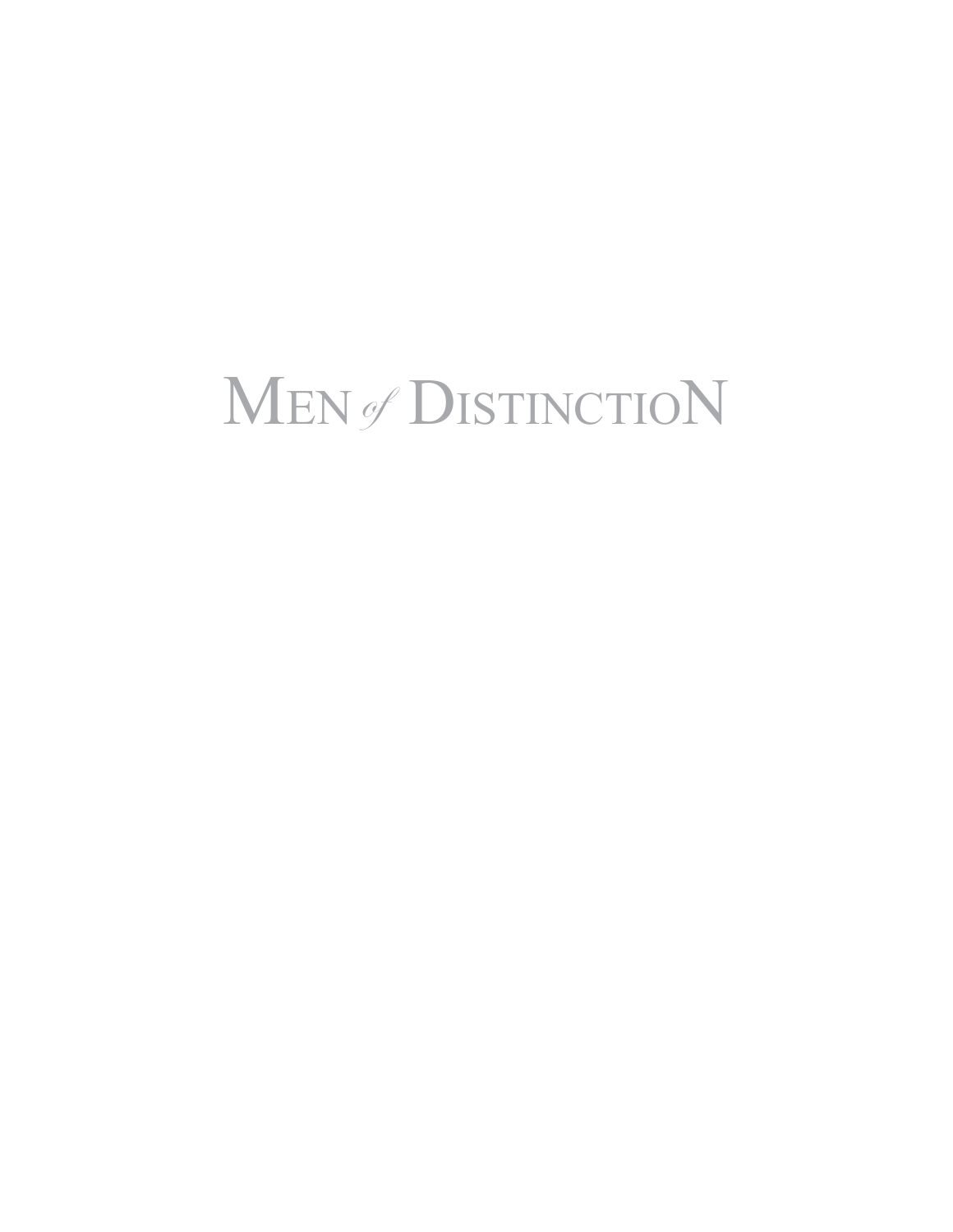# Men *of* Distinction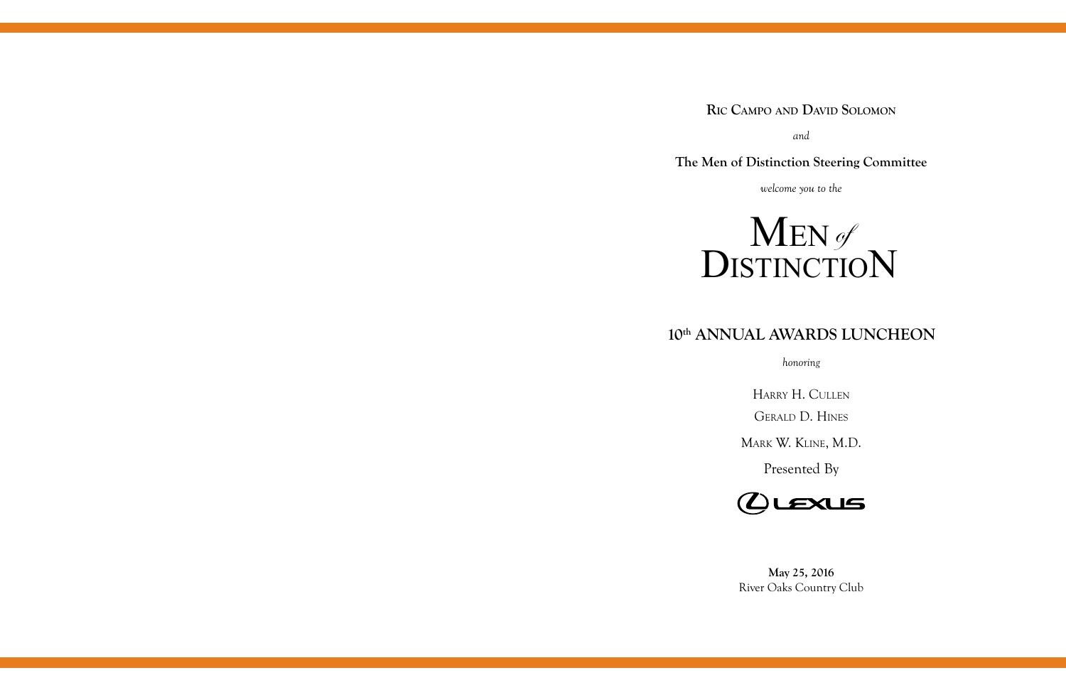**Ric Campo and David Solomon**

*and*

**The Men of Distinction Steering Committee**

*welcome you to the*

# Men *of* Distinction

## 10th ANNUAL AWARDS LUNCHEON

*honoring*

Harry H. Cullen

Gerald D. Hines

Mark W. Kline, M.D.

Presented By

LEXUS

**May 25, 2016**
River Oaks Country Club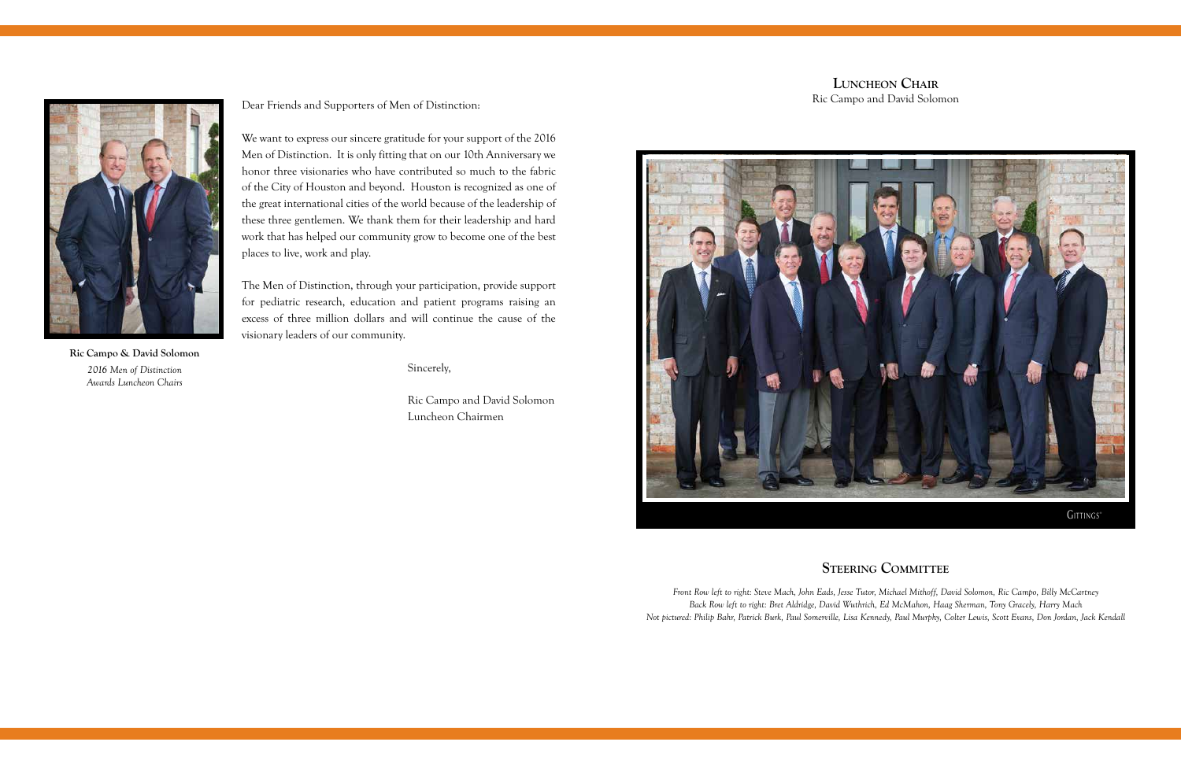**Ric Campo & David Solomon**
*2016 Men of Distinction Awards Luncheon Chairs*

Dear Friends and Supporters of Men of Distinction:

We want to express our sincere gratitude for your support of the 2016 Men of Distinction. It is only fitting that on our 10th Anniversary we honor three visionaries who have contributed so much to the fabric of the City of Houston and beyond. Houston is recognized as one of the great international cities of the world because of the leadership of these three gentlemen. We thank them for their leadership and hard work that has helped our community grow to become one of the best places to live, work and play.

The Men of Distinction, through your participation, provide support for pediatric research, education and patient programs raising an excess of three million dollars and will continue the cause of the visionary leaders of our community.

Sincerely,

Ric Campo and David Solomon
Luncheon Chairmen

## Luncheon Chair

Ric Campo and David Solomon

Gittings

## Steering Committee

*Front Row left to right: Steve Mach, John Eads, Jesse Tutor, Michael Mithoff, David Solomon, Ric Campo, Billy McCartney*
*Back Row left to right: Bret Aldridge, David Wuthrich, Ed McMahon, Haag Sherman, Tony Gracely, Harry Mach*
*Not pictured: Philip Bahr, Patrick Burk, Paul Somerville, Lisa Kennedy, Paul Murphy, Colter Lewis, Scott Evans, Don Jordan, Jack Kendall*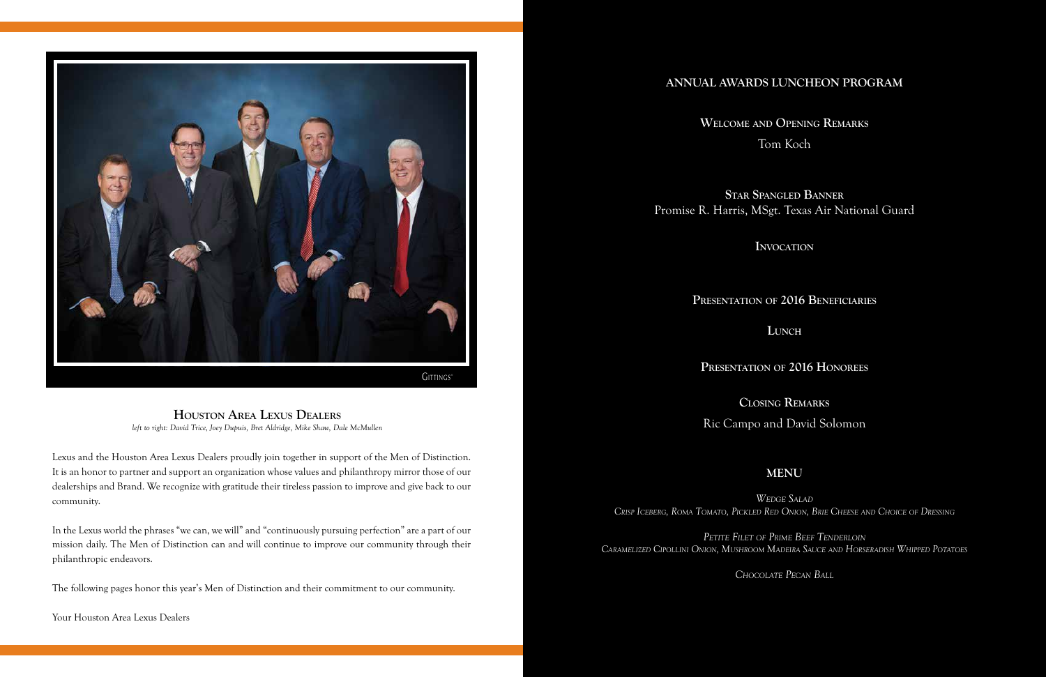GITTINGS

## Houston Area Lexus Dealers

*left to right: David Trice, Joey Dupuis, Bret Aldridge, Mike Shaw, Dale McMullen*

Lexus and the Houston Area Lexus Dealers proudly join together in support of the Men of Distinction. It is an honor to partner and support an organization whose values and philanthropy mirror those of our dealerships and Brand. We recognize with gratitude their tireless passion to improve and give back to our community.

In the Lexus world the phrases "we can, we will" and "continuously pursuing perfection" are a part of our mission daily. The Men of Distinction can and will continue to improve our community through their philanthropic endeavors.

The following pages honor this year's Men of Distinction and their commitment to our community.

Your Houston Area Lexus Dealers

## ANNUAL AWARDS LUNCHEON PROGRAM

**Welcome and Opening Remarks**

Tom Koch

**Star Spangled Banner**

Promise R. Harris, MSgt. Texas Air National Guard

**Invocation**

**Presentation of 2016 Beneficiaries**

**Lunch**

**Presentation of 2016 Honorees**

**Closing Remarks**

Ric Campo and David Solomon

## MENU

*Wedge Salad*

*Crisp Iceberg, Roma Tomato, Pickled Red Onion, Brie Cheese and Choice of Dressing*

*Petite Filet of Prime Beef Tenderloin*

*Caramelized Cipollini Onion, Mushroom Madeira Sauce and Horseradish Whipped Potatoes*

*Chocolate Pecan Ball*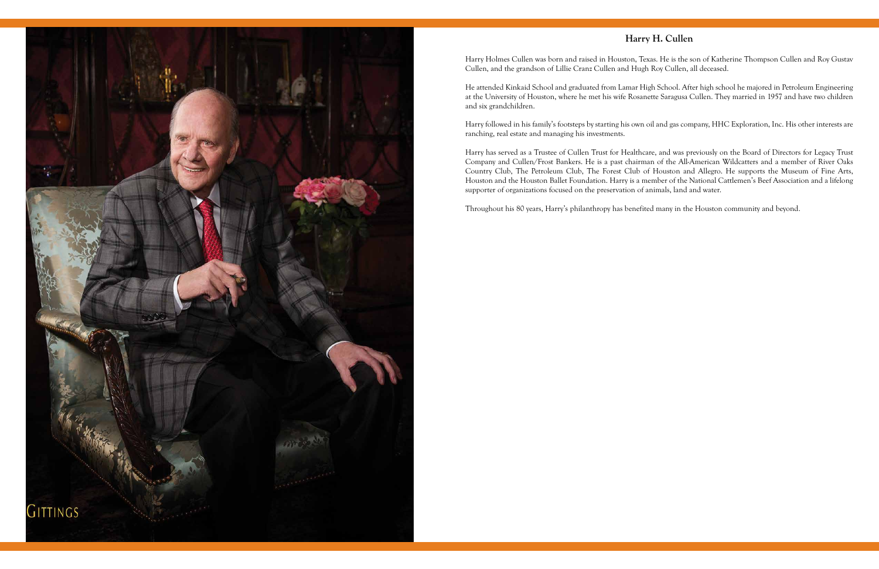## Harry H. Cullen

Harry Holmes Cullen was born and raised in Houston, Texas. He is the son of Katherine Thompson Cullen and Roy Gustav Cullen, and the grandson of Lillie Cranz Cullen and Hugh Roy Cullen, all deceased.

He attended Kinkaid School and graduated from Lamar High School. After high school he majored in Petroleum Engineering at the University of Houston, where he met his wife Rosanette Saragusa Cullen. They married in 1957 and have two children and six grandchildren.

Harry followed in his family's footsteps by starting his own oil and gas company, HHC Exploration, Inc. His other interests are ranching, real estate and managing his investments.

Harry has served as a Trustee of Cullen Trust for Healthcare, and was previously on the Board of Directors for Legacy Trust Company and Cullen/Frost Bankers. He is a past chairman of the All-American Wildcatters and a member of River Oaks Country Club, The Petroleum Club, The Forest Club of Houston and Allegro. He supports the Museum of Fine Arts, Houston and the Houston Ballet Foundation. Harry is a member of the National Cattlemen's Beef Association and a lifelong supporter of organizations focused on the preservation of animals, land and water.

Throughout his 80 years, Harry's philanthropy has benefited many in the Houston community and beyond.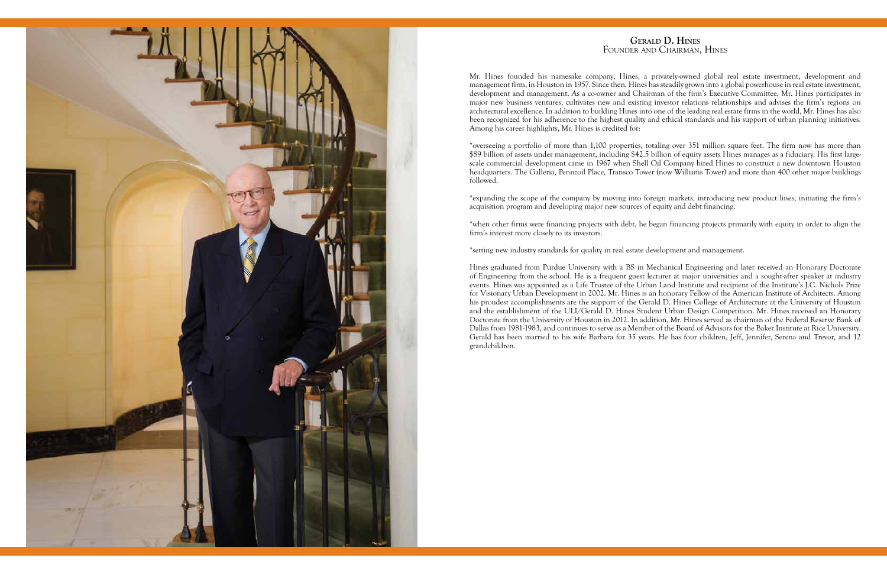## Gerald D. Hines
Founder and Chairman, Hines

Mr. Hines founded his namesake company, Hines, a privately-owned global real estate investment, development and management firm, in Houston in 1957. Since then, Hines has steadily grown into a global powerhouse in real estate investment, development and management. As a co-owner and Chairman of the firm's Executive Committee, Mr. Hines participates in major new business ventures, cultivates new and existing investor relations relationships and advises the firm's regions on architectural excellence. In addition to building Hines into one of the leading real estate firms in the world, Mr. Hines has also been recognized for his adherence to the highest quality and ethical standards and his support of urban planning initiatives. Among his career highlights, Mr. Hines is credited for:

*overseeing a portfolio of more than 1,100 properties, totaling over 351 million square feet. The firm now has more than $89 billion of assets under management, including $42.5 billion of equity assets Hines manages as a fiduciary. His first large-scale commercial development came in 1967 when Shell Oil Company hired Hines to construct a new downtown Houston headquarters. The Galleria, Pennzoil Place, Transco Tower (now Williams Tower) and more than 400 other major buildings followed.

*expanding the scope of the company by moving into foreign markets, introducing new product lines, initiating the firm's acquisition program and developing major new sources of equity and debt financing.

*when other firms were financing projects with debt, he began financing projects primarily with equity in order to align the firm's interest more closely to its investors.

*setting new industry standards for quality in real estate development and management.

Hines graduated from Purdue University with a BS in Mechanical Engineering and later received an Honorary Doctorate of Engineering from the school. He is a frequent guest lecturer at major universities and a sought-after speaker at industry events. Hines was appointed as a Life Trustee of the Urban Land Institute and recipient of the Institute's J.C. Nichols Prize for Visionary Urban Development in 2002. Mr. Hines is an honorary Fellow of the American Institute of Architects. Among his proudest accomplishments are the support of the Gerald D. Hines College of Architecture at the University of Houston and the establishment of the ULI/Gerald D. Hines Student Urban Design Competition. Mr. Hines received an Honorary Doctorate from the University of Houston in 2012. In addition, Mr. Hines served as chairman of the Federal Reserve Bank of Dallas from 1981-1983, and continues to serve as a Member of the Board of Advisors for the Baker Institute at Rice University. Gerald has been married to his wife Barbara for 35 years. He has four children, Jeff, Jennifer, Serena and Trevor, and 12 grandchildren.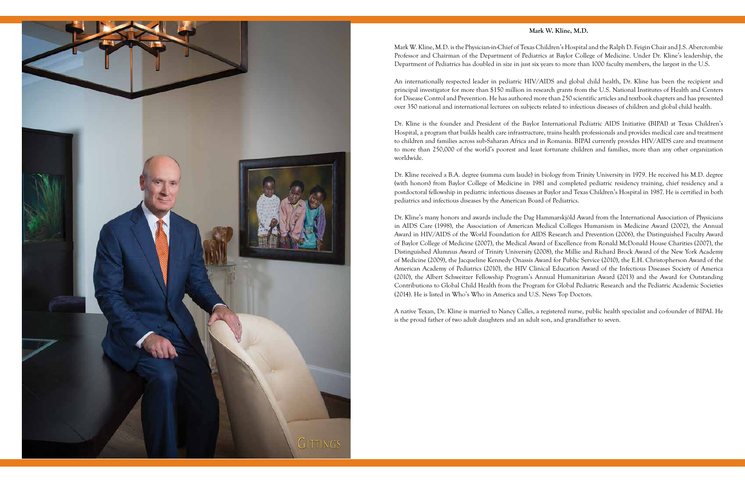**Mark W. Kline, M.D.**

Mark W. Kline, M.D. is the Physician-in-Chief of Texas Children's Hospital and the Ralph D. Feigin Chair and J.S. Abercrombie Professor and Chairman of the Department of Pediatrics at Baylor College of Medicine. Under Dr. Kline's leadership, the Department of Pediatrics has doubled in size in just six years to more than 1000 faculty members, the largest in the U.S.

An internationally respected leader in pediatric HIV/AIDS and global child health, Dr. Kline has been the recipient and principal investigator for more than $150 million in research grants from the U.S. National Institutes of Health and Centers for Disease Control and Prevention. He has authored more than 250 scientific articles and textbook chapters and has presented over 350 national and international lectures on subjects related to infectious diseases of children and global child health.

Dr. Kline is the founder and President of the Baylor International Pediatric AIDS Initiative (BIPAI) at Texas Children's Hospital, a program that builds health care infrastructure, trains health professionals and provides medical care and treatment to children and families across sub-Saharan Africa and in Romania. BIPAI currently provides HIV/AIDS care and treatment to more than 250,000 of the world's poorest and least fortunate children and families, more than any other organization worldwide.

Dr. Kline received a B.A. degree (summa cum laude) in biology from Trinity University in 1979. He received his M.D. degree (with honors) from Baylor College of Medicine in 1981 and completed pediatric residency training, chief residency and a postdoctoral fellowship in pediatric infectious diseases at Baylor and Texas Children's Hospital in 1987. He is certified in both pediatrics and infectious diseases by the American Board of Pediatrics.

Dr. Kline's many honors and awards include the Dag Hammarskjöld Award from the International Association of Physicians in AIDS Care (1998), the Association of American Medical Colleges Humanism in Medicine Award (2002), the Annual Award in HIV/AIDS of the World Foundation for AIDS Research and Prevention (2006), the Distinguished Faculty Award of Baylor College of Medicine (2007), the Medical Award of Excellence from Ronald McDonald House Charities (2007), the Distinguished Alumnus Award of Trinity University (2008), the Millie and Richard Brock Award of the New York Academy of Medicine (2009), the Jacqueline Kennedy Onassis Award for Public Service (2010), the E.H. Christopherson Award of the American Academy of Pediatrics (2010), the HIV Clinical Education Award of the Infectious Diseases Society of America (2010), the Albert Schweitzer Fellowship Program's Annual Humanitarian Award (2013) and the Award for Outstanding Contributions to Global Child Health from the Program for Global Pediatric Research and the Pediatric Academic Societies (2014). He is listed in Who's Who in America and U.S. News Top Doctors.

A native Texan, Dr. Kline is married to Nancy Calles, a registered nurse, public health specialist and co-founder of BIPAI. He is the proud father of two adult daughters and an adult son, and grandfather to seven.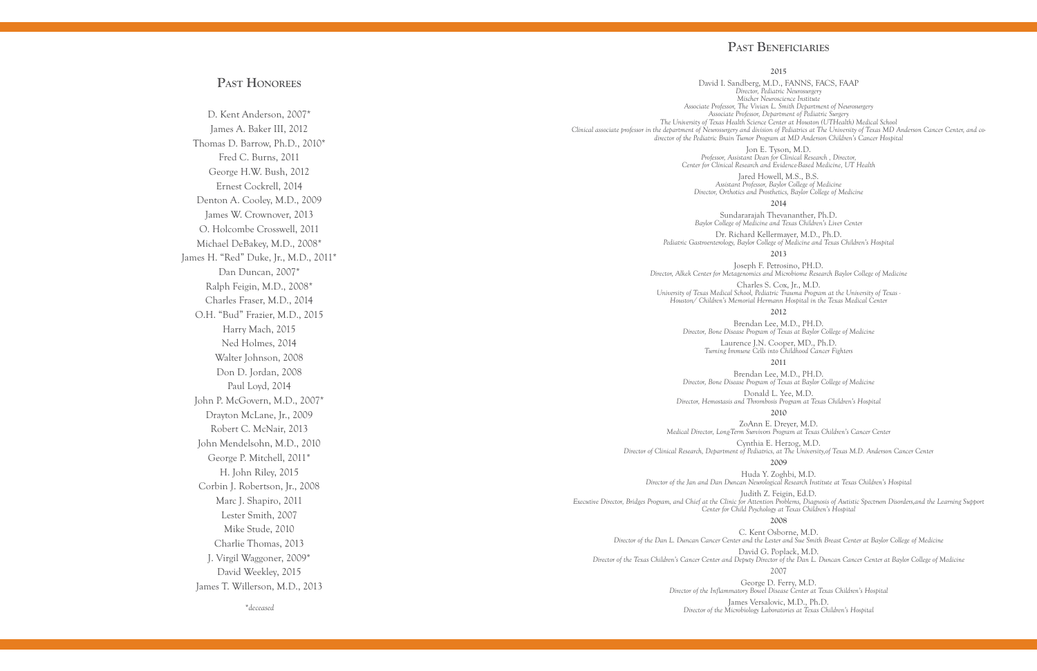## Past Honorees

D. Kent Anderson, 2007*
James A. Baker III, 2012
Thomas D. Barrow, Ph.D., 2010*
Fred C. Burns, 2011
George H.W. Bush, 2012
Ernest Cockrell, 2014
Denton A. Cooley, M.D., 2009
James W. Crownover, 2013
O. Holcombe Crosswell, 2011
Michael DeBakey, M.D., 2008*
James H. "Red" Duke, Jr., M.D., 2011*
Dan Duncan, 2007*
Ralph Feigin, M.D., 2008*
Charles Fraser, M.D., 2014
O.H. "Bud" Frazier, M.D., 2015
Harry Mach, 2015
Ned Holmes, 2014
Walter Johnson, 2008
Don D. Jordan, 2008
Paul Loyd, 2014
John P. McGovern, M.D., 2007*
Drayton McLane, Jr., 2009
Robert C. McNair, 2013
John Mendelsohn, M.D., 2010
George P. Mitchell, 2011*
H. John Riley, 2015
Corbin J. Robertson, Jr., 2008
Marc J. Shapiro, 2011
Lester Smith, 2007
Mike Stude, 2010
Charlie Thomas, 2013
J. Virgil Waggoner, 2009*
David Weekley, 2015
James T. Willerson, M.D., 2013

**deceased*

## Past Beneficiaries

**2015**

David I. Sandberg, M.D., FANNS, FACS, FAAP
*Director, Pediatric Neurosurgery*
*Mischer Neuroscience Institute*
*Associate Professor, The Vivian L. Smith Department of Neurosurgery*
*Associate Professor, Department of Pediatric Surgery*
*The University of Texas Health Science Center at Houston (UTHealth) Medical School*
*Clinical associate professor in the department of Neurosurgery and division of Pediatrics at The University of Texas MD Anderson Cancer Center, and co-director of the Pediatric Brain Tumor Program at MD Anderson Children's Cancer Hospital*

Jon E. Tyson, M.D.
*Professor, Assistant Dean for Clinical Research , Director,*
*Center for Clinical Research and Evidence-Based Medicine, UT Health*

Jared Howell, M.S., B.S.
*Assistant Professor, Baylor College of Medicine*
*Director, Orthotics and Prosthetics, Baylor College of Medicine*

**2014**

Sundararajah Thevananther, Ph.D.
*Baylor College of Medicine and Texas Children's Liver Center*

Dr. Richard Kellermayer, M.D., Ph.D.
*Pediatric Gastroenterology, Baylor College of Medicine and Texas Children's Hospital*

**2013**

Joseph F. Petrosino, PH.D.
*Director, Alkek Center for Metagenomics and Microbiome Research Baylor College of Medicine*

Charles S. Cox, Jr., M.D.
*University of Texas Medical School, Pediatric Trauma Program at the University of Texas - Houston/ Children's Memorial Hermann Hospital in the Texas Medical Center*

**2012**

Brendan Lee, M.D., PH.D.
*Director, Bone Disease Program of Texas at Baylor College of Medicine*

Laurence J.N. Cooper, MD., Ph.D.
*Turning Immune Cells into Childhood Cancer Fighters*

**2011**

Brendan Lee, M.D., PH.D.
*Director, Bone Disease Program of Texas at Baylor College of Medicine*

Donald L. Yee, M.D.
*Director, Hemostasis and Thrombosis Program at Texas Children's Hospital*

**2010**

ZoAnn E. Dreyer, M.D.
*Medical Director, Long-Term Survivors Program at Texas Children's Cancer Center*

Cynthia E. Herzog, M.D.
*Director of Clinical Research, Department of Pediatrics, at The University,of Texas M.D. Anderson Cancer Center*

**2009**

Huda Y. Zoghbi, M.D.
*Director of the Jan and Dan Duncan Neurological Research Institute at Texas Children's Hospital*

Judith Z. Feigin, Ed.D.
*Executive Director, Bridges Program, and Chief at the Clinic for Attention Problems, Diagnosis of Autistic Spectrum Disorders,and the Learning Support Center for Child Psychology at Texas Children's Hospital*

**2008**

C. Kent Osborne, M.D.
*Director of the Dan L. Duncan Cancer Center and the Lester and Sue Smith Breast Center at Baylor College of Medicine*

David G. Poplack, M.D.
*Director of the Texas Children's Cancer Center and Deputy Director of the Dan L. Duncan Cancer Center at Baylor College of Medicine*

**2007**

George D. Ferry, M.D.
*Director of the Inflammatory Bowel Disease Center at Texas Children's Hospital*

James Versalovic, M.D., Ph.D.
*Director of the Microbiology Laboratories at Texas Children's Hospital*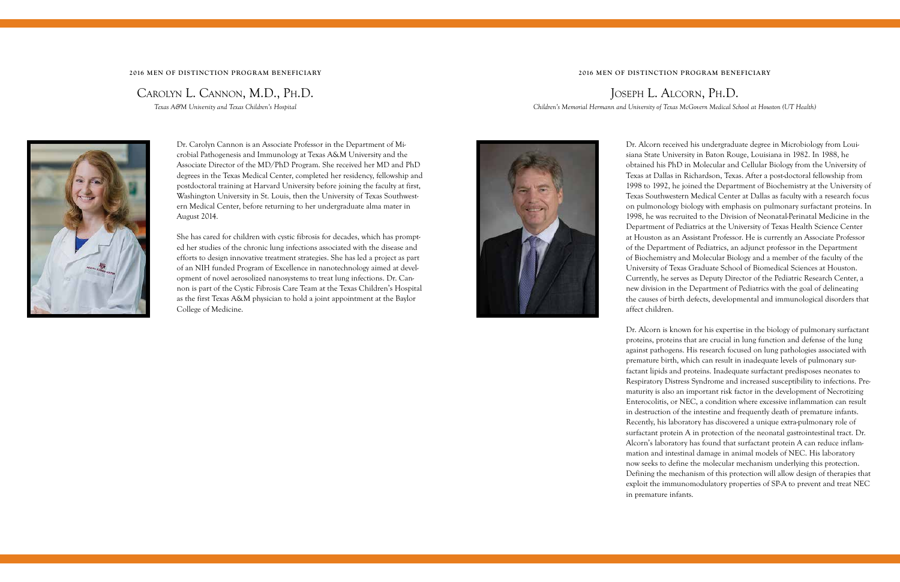**2016 MEN OF DISTINCTION PROGRAM BENEFICIARY**

## Carolyn L. Cannon, M.D., Ph.D.

*Texas A&M University and Texas Children's Hospital*

Dr. Carolyn Cannon is an Associate Professor in the Department of Microbial Pathogenesis and Immunology at Texas A&M University and the Associate Director of the MD/PhD Program. She received her MD and PhD degrees in the Texas Medical Center, completed her residency, fellowship and postdoctoral training at Harvard University before joining the faculty at first, Washington University in St. Louis, then the University of Texas Southwestern Medical Center, before returning to her undergraduate alma mater in August 2014.

She has cared for children with cystic fibrosis for decades, which has prompted her studies of the chronic lung infections associated with the disease and efforts to design innovative treatment strategies. She has led a project as part of an NIH funded Program of Excellence in nanotechnology aimed at development of novel aerosolized nanosystems to treat lung infections. Dr. Cannon is part of the Cystic Fibrosis Care Team at the Texas Children's Hospital as the first Texas A&M physician to hold a joint appointment at the Baylor College of Medicine.

**2016 MEN OF DISTINCTION PROGRAM BENEFICIARY**

## Joseph L. Alcorn, Ph.D.

*Children's Memorial Hermann and University of Texas McGovern Medical School at Houston (UT Health)*

Dr. Alcorn received his undergraduate degree in Microbiology from Louisiana State University in Baton Rouge, Louisiana in 1982. In 1988, he obtained his PhD in Molecular and Cellular Biology from the University of Texas at Dallas in Richardson, Texas. After a post-doctoral fellowship from 1998 to 1992, he joined the Department of Biochemistry at the University of Texas Southwestern Medical Center at Dallas as faculty with a research focus on pulmonology biology with emphasis on pulmonary surfactant proteins. In 1998, he was recruited to the Division of Neonatal-Perinatal Medicine in the Department of Pediatrics at the University of Texas Health Science Center at Houston as an Assistant Professor. He is currently an Associate Professor of the Department of Pediatrics, an adjunct professor in the Department of Biochemistry and Molecular Biology and a member of the faculty of the University of Texas Graduate School of Biomedical Sciences at Houston. Currently, he serves as Deputy Director of the Pediatric Research Center, a new division in the Department of Pediatrics with the goal of delineating the causes of birth defects, developmental and immunological disorders that affect children.

Dr. Alcorn is known for his expertise in the biology of pulmonary surfactant proteins, proteins that are crucial in lung function and defense of the lung against pathogens. His research focused on lung pathologies associated with premature birth, which can result in inadequate levels of pulmonary surfactant lipids and proteins. Inadequate surfactant predisposes neonates to Respiratory Distress Syndrome and increased susceptibility to infections. Prematurity is also an important risk factor in the development of Necrotizing Enterocolitis, or NEC, a condition where excessive inflammation can result in destruction of the intestine and frequently death of premature infants. Recently, his laboratory has discovered a unique extra-pulmonary role of surfactant protein A in protection of the neonatal gastrointestinal tract. Dr. Alcorn's laboratory has found that surfactant protein A can reduce inflammation and intestinal damage in animal models of NEC. His laboratory now seeks to define the molecular mechanism underlying this protection. Defining the mechanism of this protection will allow design of therapies that exploit the immunomodulatory properties of SP-A to prevent and treat NEC in premature infants.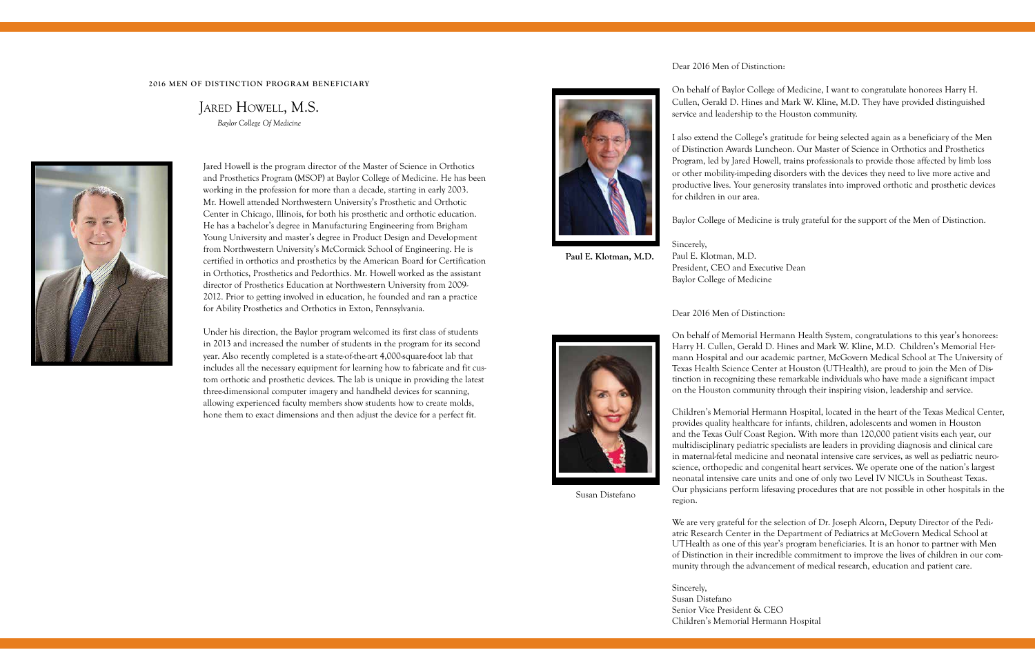**2016 MEN OF DISTINCTION PROGRAM BENEFICIARY**

## Jared Howell, M.S.

*Baylor College Of Medicine*

Jared Howell is the program director of the Master of Science in Orthotics and Prosthetics Program (MSOP) at Baylor College of Medicine. He has been working in the profession for more than a decade, starting in early 2003. Mr. Howell attended Northwestern University's Prosthetic and Orthotic Center in Chicago, Illinois, for both his prosthetic and orthotic education. He has a bachelor's degree in Manufacturing Engineering from Brigham Young University and master's degree in Product Design and Development from Northwestern University's McCormick School of Engineering. He is certified in orthotics and prosthetics by the American Board for Certification in Orthotics, Prosthetics and Pedorthics. Mr. Howell worked as the assistant director of Prosthetics Education at Northwestern University from 2009-2012. Prior to getting involved in education, he founded and ran a practice for Ability Prosthetics and Orthotics in Exton, Pennsylvania.

Under his direction, the Baylor program welcomed its first class of students in 2013 and increased the number of students in the program for its second year. Also recently completed is a state-of-the-art 4,000-square-foot lab that includes all the necessary equipment for learning how to fabricate and fit custom orthotic and prosthetic devices. The lab is unique in providing the latest three-dimensional computer imagery and handheld devices for scanning, allowing experienced faculty members show students how to create molds, hone them to exact dimensions and then adjust the device for a perfect fit.

**Paul E. Klotman, M.D.**

Dear 2016 Men of Distinction:

On behalf of Baylor College of Medicine, I want to congratulate honorees Harry H. Cullen, Gerald D. Hines and Mark W. Kline, M.D. They have provided distinguished service and leadership to the Houston community.

I also extend the College's gratitude for being selected again as a beneficiary of the Men of Distinction Awards Luncheon. Our Master of Science in Orthotics and Prosthetics Program, led by Jared Howell, trains professionals to provide those affected by limb loss or other mobility-impeding disorders with the devices they need to live more active and productive lives. Your generosity translates into improved orthotic and prosthetic devices for children in our area.

Baylor College of Medicine is truly grateful for the support of the Men of Distinction.

Sincerely,
Paul E. Klotman, M.D.
President, CEO and Executive Dean
Baylor College of Medicine

Susan Distefano

Dear 2016 Men of Distinction:

On behalf of Memorial Hermann Health System, congratulations to this year's honorees: Harry H. Cullen, Gerald D. Hines and Mark W. Kline, M.D. Children's Memorial Hermann Hospital and our academic partner, McGovern Medical School at The University of Texas Health Science Center at Houston (UTHealth), are proud to join the Men of Distinction in recognizing these remarkable individuals who have made a significant impact on the Houston community through their inspiring vision, leadership and service.

Children's Memorial Hermann Hospital, located in the heart of the Texas Medical Center, provides quality healthcare for infants, children, adolescents and women in Houston and the Texas Gulf Coast Region. With more than 120,000 patient visits each year, our multidisciplinary pediatric specialists are leaders in providing diagnosis and clinical care in maternal-fetal medicine and neonatal intensive care services, as well as pediatric neuroscience, orthopedic and congenital heart services. We operate one of the nation's largest neonatal intensive care units and one of only two Level IV NICUs in Southeast Texas. Our physicians perform lifesaving procedures that are not possible in other hospitals in the region.

We are very grateful for the selection of Dr. Joseph Alcorn, Deputy Director of the Pediatric Research Center in the Department of Pediatrics at McGovern Medical School at UTHealth as one of this year's program beneficiaries. It is an honor to partner with Men of Distinction in their incredible commitment to improve the lives of children in our community through the advancement of medical research, education and patient care.

Sincerely,
Susan Distefano
Senior Vice President & CEO
Children's Memorial Hermann Hospital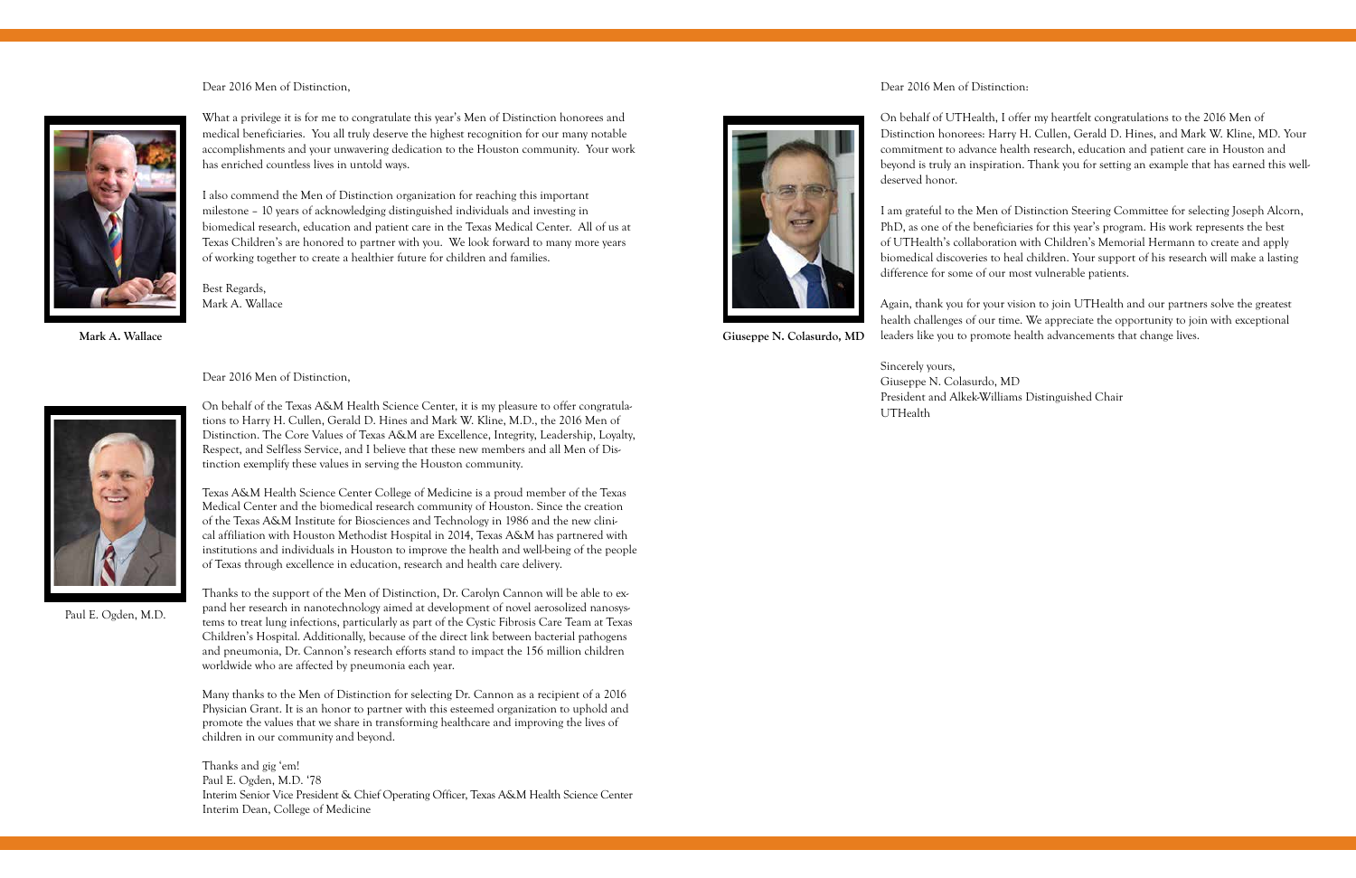Dear 2016 Men of Distinction,

What a privilege it is for me to congratulate this year's Men of Distinction honorees and medical beneficiaries. You all truly deserve the highest recognition for our many notable accomplishments and your unwavering dedication to the Houston community. Your work has enriched countless lives in untold ways.

I also commend the Men of Distinction organization for reaching this important milestone – 10 years of acknowledging distinguished individuals and investing in biomedical research, education and patient care in the Texas Medical Center. All of us at Texas Children's are honored to partner with you. We look forward to many more years of working together to create a healthier future for children and families.

Best Regards,
Mark A. Wallace

**Mark A. Wallace**

Dear 2016 Men of Distinction,

On behalf of the Texas A&M Health Science Center, it is my pleasure to offer congratulations to Harry H. Cullen, Gerald D. Hines and Mark W. Kline, M.D., the 2016 Men of Distinction. The Core Values of Texas A&M are Excellence, Integrity, Leadership, Loyalty, Respect, and Selfless Service, and I believe that these new members and all Men of Distinction exemplify these values in serving the Houston community.

Texas A&M Health Science Center College of Medicine is a proud member of the Texas Medical Center and the biomedical research community of Houston. Since the creation of the Texas A&M Institute for Biosciences and Technology in 1986 and the new clinical affiliation with Houston Methodist Hospital in 2014, Texas A&M has partnered with institutions and individuals in Houston to improve the health and well-being of the people of Texas through excellence in education, research and health care delivery.

Thanks to the support of the Men of Distinction, Dr. Carolyn Cannon will be able to expand her research in nanotechnology aimed at development of novel aerosolized nanosystems to treat lung infections, particularly as part of the Cystic Fibrosis Care Team at Texas Children's Hospital. Additionally, because of the direct link between bacterial pathogens and pneumonia, Dr. Cannon's research efforts stand to impact the 156 million children worldwide who are affected by pneumonia each year.

Many thanks to the Men of Distinction for selecting Dr. Cannon as a recipient of a 2016 Physician Grant. It is an honor to partner with this esteemed organization to uphold and promote the values that we share in transforming healthcare and improving the lives of children in our community and beyond.

Thanks and gig 'em!
Paul E. Ogden, M.D. '78
Interim Senior Vice President & Chief Operating Officer, Texas A&M Health Science Center
Interim Dean, College of Medicine

Paul E. Ogden, M.D.

Dear 2016 Men of Distinction:

On behalf of UTHealth, I offer my heartfelt congratulations to the 2016 Men of Distinction honorees: Harry H. Cullen, Gerald D. Hines, and Mark W. Kline, MD. Your commitment to advance health research, education and patient care in Houston and beyond is truly an inspiration. Thank you for setting an example that has earned this well-deserved honor.

I am grateful to the Men of Distinction Steering Committee for selecting Joseph Alcorn, PhD, as one of the beneficiaries for this year's program. His work represents the best of UTHealth's collaboration with Children's Memorial Hermann to create and apply biomedical discoveries to heal children. Your support of his research will make a lasting difference for some of our most vulnerable patients.

Again, thank you for your vision to join UTHealth and our partners solve the greatest health challenges of our time. We appreciate the opportunity to join with exceptional leaders like you to promote health advancements that change lives.

Sincerely yours,
Giuseppe N. Colasurdo, MD
President and Alkek-Williams Distinguished Chair
UTHealth

**Giuseppe N. Colasurdo, MD**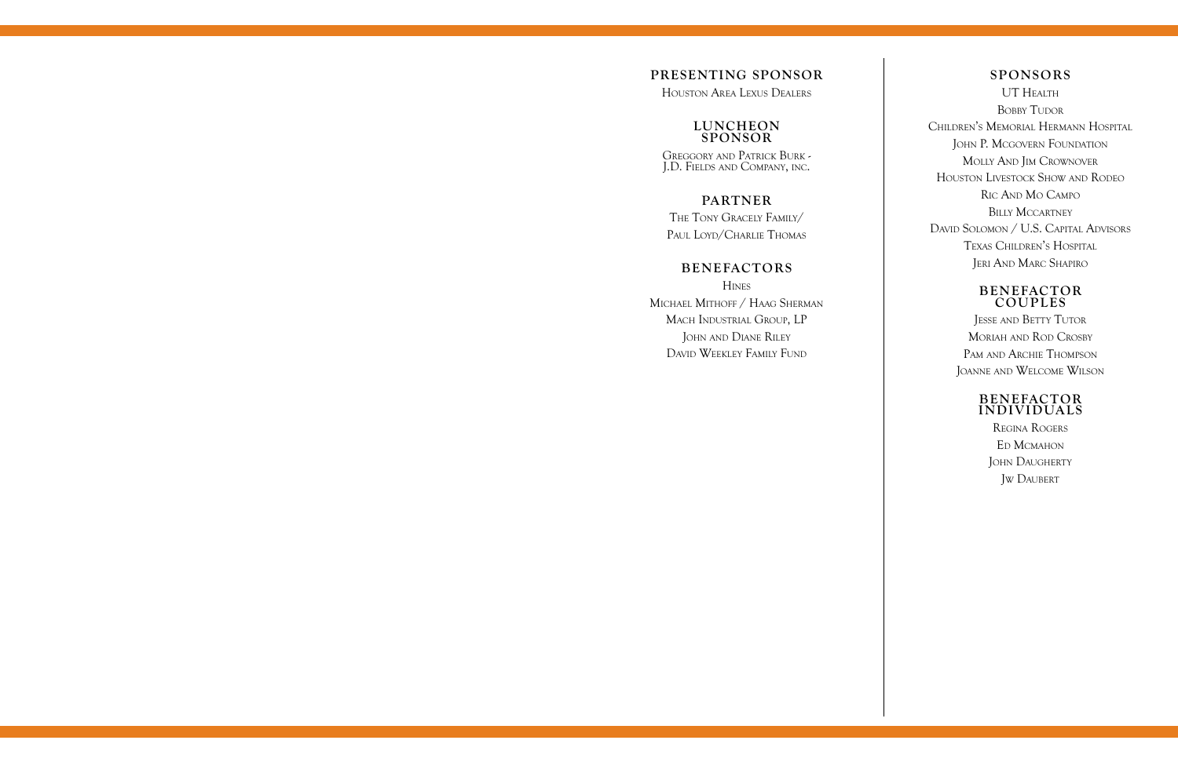## Presenting Sponsor

Houston Area Lexus Dealers

## Luncheon Sponsor

Greggory and Patrick Burk - J.D. Fields and Company, inc.

## Partner

The Tony Gracely Family/
Paul Loyd/Charlie Thomas

## Benefactors

Hines
Michael Mithoff / Haag Sherman
Mach Industrial Group, LP
John and Diane Riley
David Weekley Family Fund

## Sponsors

UT Health
Bobby Tudor
Children's Memorial Hermann Hospital
John P. Mcgovern Foundation
Molly And Jim Crownover
Houston Livestock Show and Rodeo
Ric And Mo Campo
Billy Mccartney
David Solomon / U.S. Capital Advisors
Texas Children's Hospital
Jeri And Marc Shapiro

## Benefactor Couples

Jesse and Betty Tutor
Moriah and Rod Crosby
Pam and Archie Thompson
Joanne and Welcome Wilson

## Benefactor Individuals

Regina Rogers
Ed Mcmahon
John Daugherty
Jw Daubert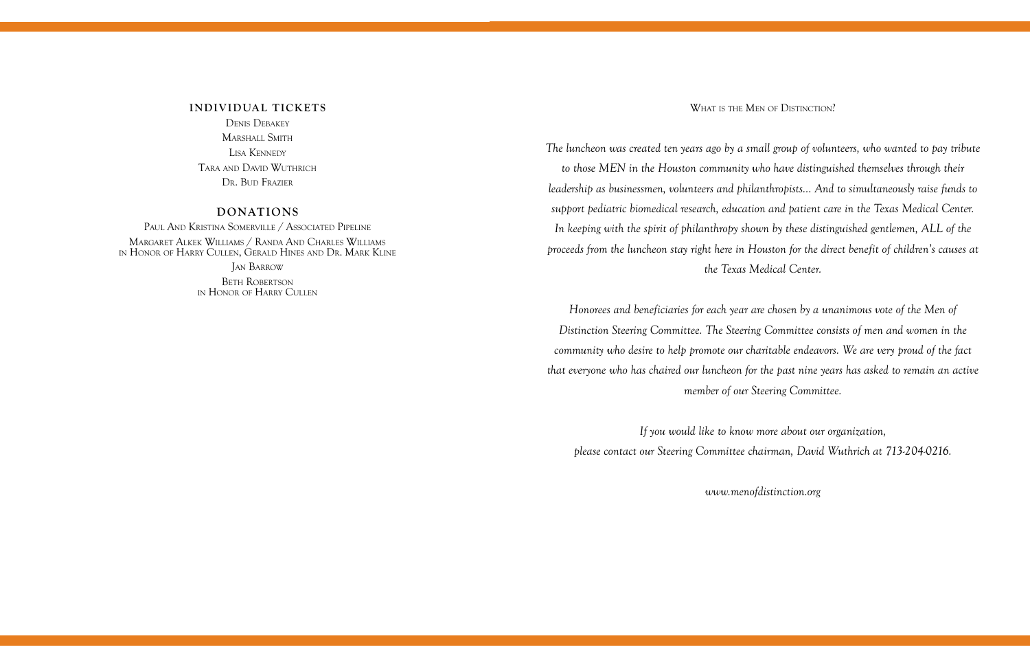## INDIVIDUAL TICKETS

Denis Debakey
Marshall Smith
Lisa Kennedy
Tara and David Wuthrich
Dr. Bud Frazier

## DONATIONS

Paul And Kristina Somerville / Associated Pipeline

Margaret Alkek Williams / Randa And Charles Williams
in Honor of Harry Cullen, Gerald Hines and Dr. Mark Kline

Jan Barrow

Beth Robertson
in Honor of Harry Cullen

## What is the Men of Distinction?

*The luncheon was created ten years ago by a small group of volunteers, who wanted to pay tribute to those MEN in the Houston community who have distinguished themselves through their leadership as businessmen, volunteers and philanthropists... And to simultaneously raise funds to support pediatric biomedical research, education and patient care in the Texas Medical Center. In keeping with the spirit of philanthropy shown by these distinguished gentlemen, ALL of the proceeds from the luncheon stay right here in Houston for the direct benefit of children's causes at the Texas Medical Center.*

*Honorees and beneficiaries for each year are chosen by a unanimous vote of the Men of Distinction Steering Committee. The Steering Committee consists of men and women in the community who desire to help promote our charitable endeavors. We are very proud of the fact that everyone who has chaired our luncheon for the past nine years has asked to remain an active member of our Steering Committee.*

*If you would like to know more about our organization,
please contact our Steering Committee chairman, David Wuthrich at 713-204-0216.*

*www.menofdistinction.org*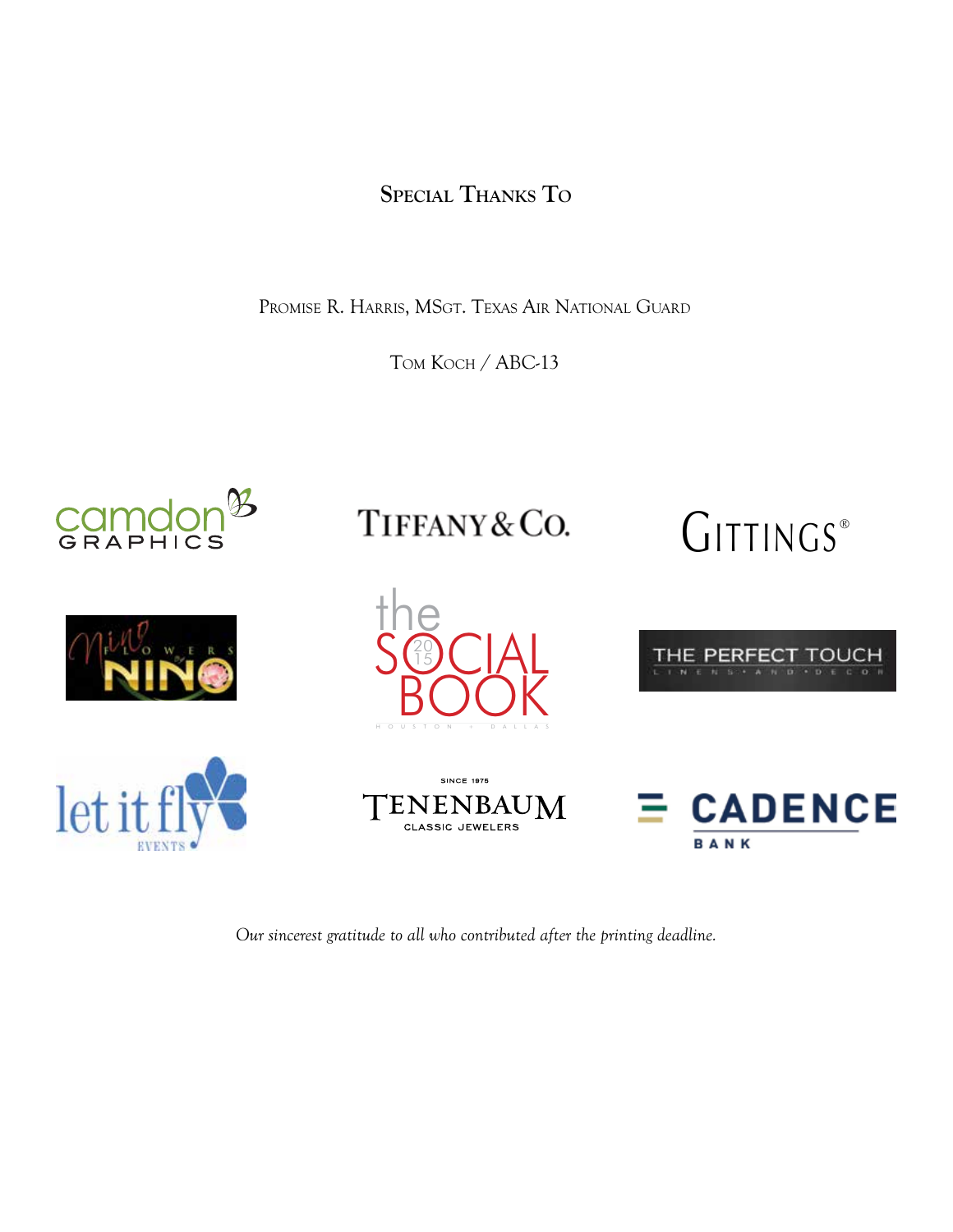## Special Thanks To

Promise R. Harris, MSgt. Texas Air National Guard

Tom Koch / ABC-13

camdon GRAPHICS

TIFFANY & CO.

GITTINGS®

Nino FLOWERS NINO

the SOCIAL BOOK 2015 HOUSTON + DALLAS

THE PERFECT TOUCH LINENS • AND • DECOR

let it fly EVENTS

SINCE 1975 TENENBAUM CLASSIC JEWELERS

CADENCE BANK

*Our sincerest gratitude to all who contributed after the printing deadline.*